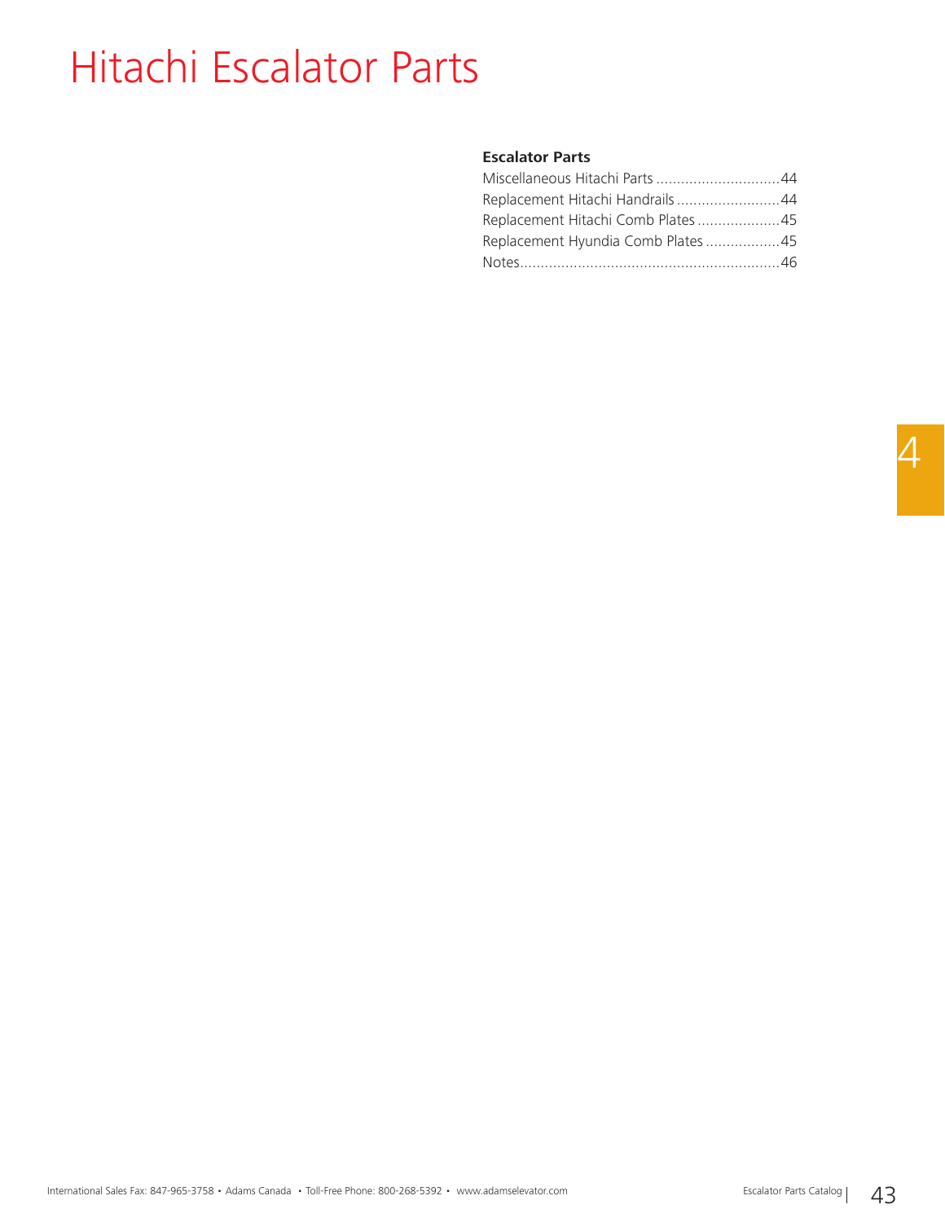# Hitachi Escalator Parts

**Escalator Parts**

Miscellaneous Hitachi Parts ..............................44
Replacement Hitachi Handrails .........................44
Replacement Hitachi Comb Plates ....................45
Replacement Hyundia Comb Plates ..................45
Notes..............................................................46

4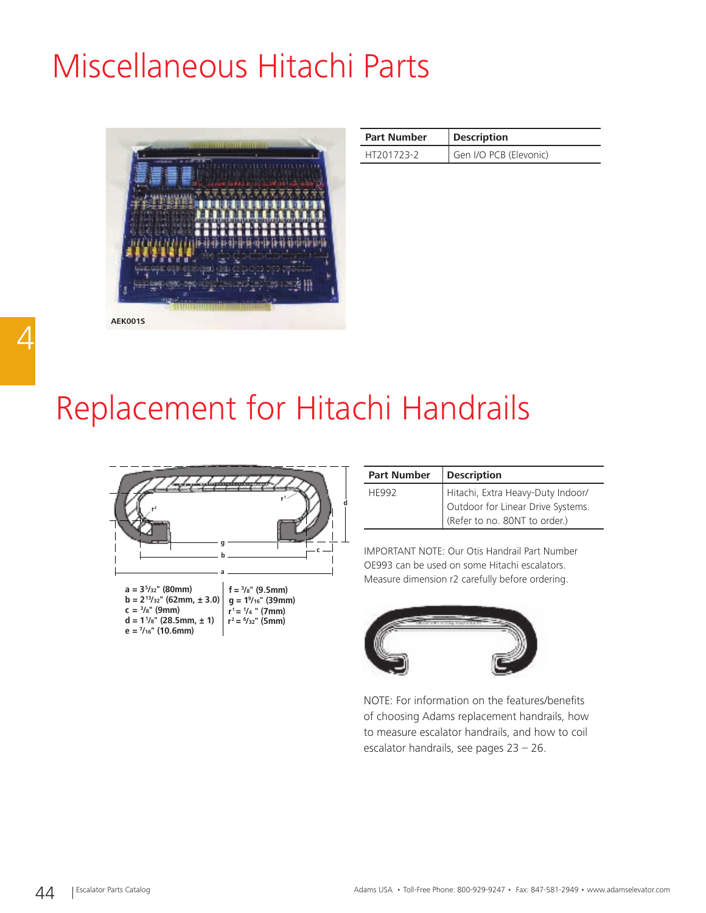# Miscellaneous Hitachi Parts

AEK001S

| Part Number | Description |
| --- | --- |
| HT201723-2 | Gen I/O PCB (Elevonic) |

# Replacement for Hitachi Handrails

a = 3 5/32" (80mm)
b = 2 13/32" (62mm, ± 3.0)
c = 3/8" (9mm)
d = 1 1/8" (28.5mm, ± 1)
e = 7/16" (10.6mm)

f = 3/8" (9.5mm)
g = 1 9/16" (39mm)
$r^1$ = 1/4 " (7mm)
$r^2$ = 6/32" (5mm)

| Part Number | Description |
| --- | --- |
| HE992 | Hitachi, Extra Heavy-Duty Indoor/ Outdoor for Linear Drive Systems. (Refer to no. 80NT to order.) |

IMPORTANT NOTE: Our Otis Handrail Part Number OE993 can be used on some Hitachi escalators. Measure dimension r2 carefully before ordering.

NOTE: For information on the features/benefits of choosing Adams replacement handrails, how to measure escalator handrails, and how to coil escalator handrails, see pages 23 – 26.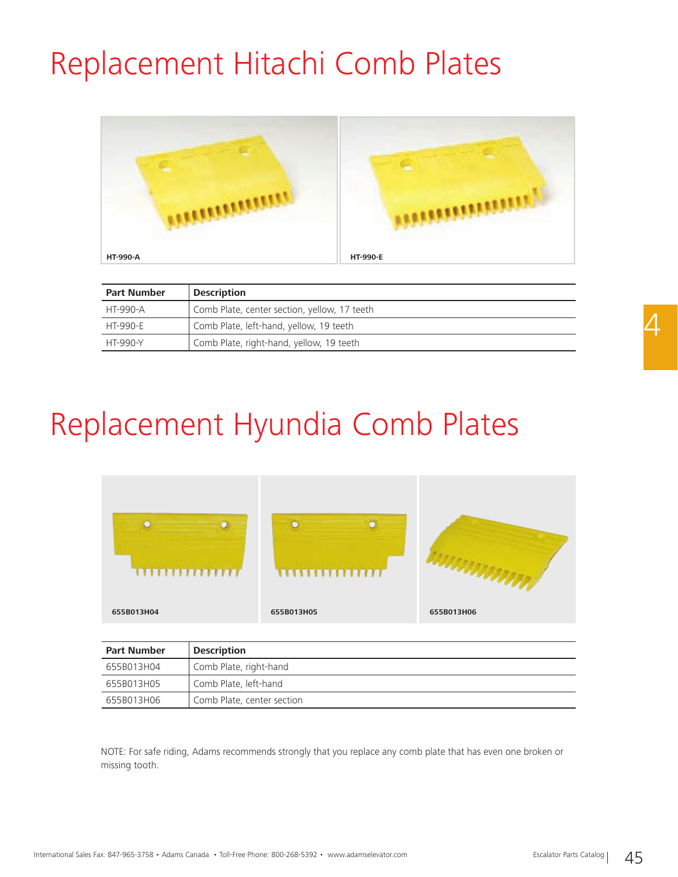# Replacement Hitachi Comb Plates

HT-990-A

HT-990-E

| Part Number | Description |
|---|---|
| HT-990-A | Comb Plate, center section, yellow, 17 teeth |
| HT-990-E | Comb Plate, left-hand, yellow, 19 teeth |
| HT-990-Y | Comb Plate, right-hand, yellow, 19 teeth |

# Replacement Hyundia Comb Plates

655B013H04

655B013H05

655B013H06

| Part Number | Description |
|---|---|
| 655B013H04 | Comb Plate, right-hand |
| 655B013H05 | Comb Plate, left-hand |
| 655B013H06 | Comb Plate, center section |

NOTE: For safe riding, Adams recommends strongly that you replace any comb plate that has even one broken or missing tooth.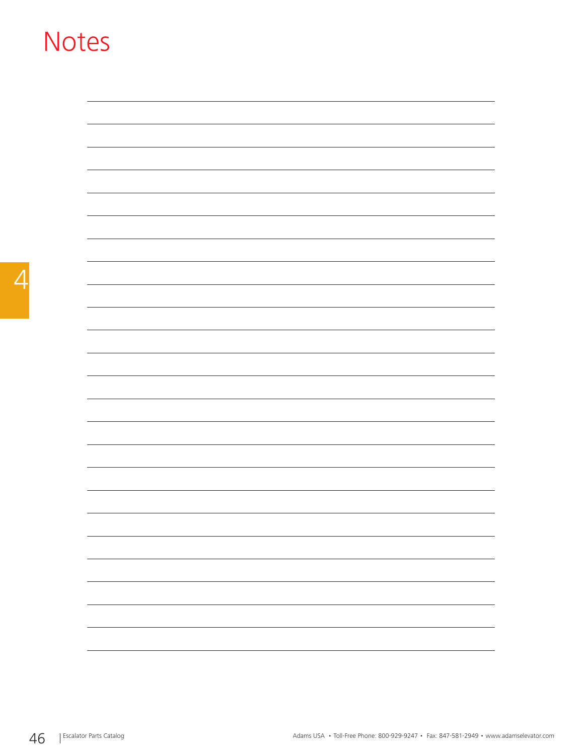# Notes